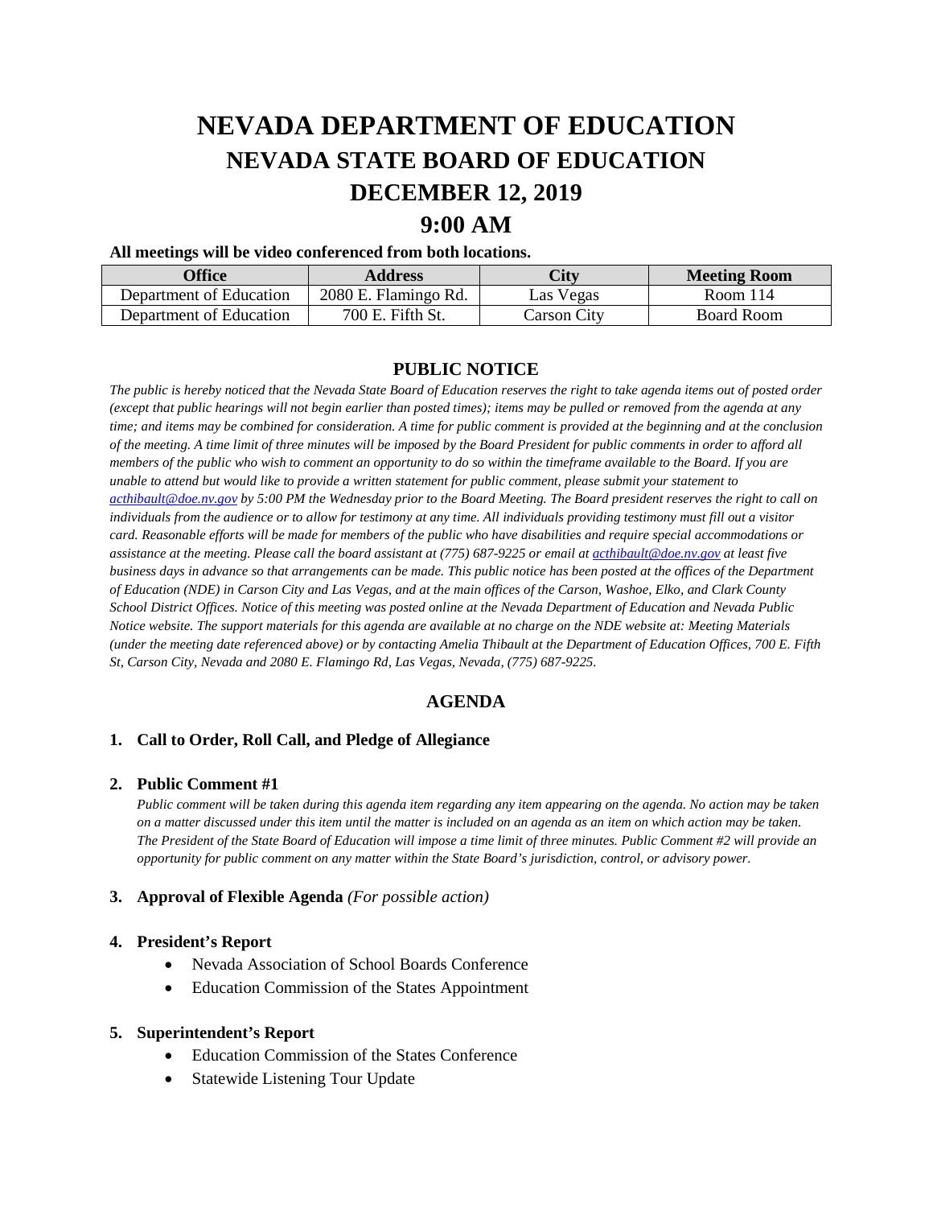# NEVADA DEPARTMENT OF EDUCATION
## NEVADA STATE BOARD OF EDUCATION
## DECEMBER 12, 2019
## 9:00 AM

**All meetings will be video conferenced from both locations.**

| Office | Address | City | Meeting Room |
|---|---|---|---|
| Department of Education | 2080 E. Flamingo Rd. | Las Vegas | Room 114 |
| Department of Education | 700 E. Fifth St. | Carson City | Board Room |

### PUBLIC NOTICE

*The public is hereby noticed that the Nevada State Board of Education reserves the right to take agenda items out of posted order (except that public hearings will not begin earlier than posted times); items may be pulled or removed from the agenda at any time; and items may be combined for consideration. A time for public comment is provided at the beginning and at the conclusion of the meeting. A time limit of three minutes will be imposed by the Board President for public comments in order to afford all members of the public who wish to comment an opportunity to do so within the timeframe available to the Board. If you are unable to attend but would like to provide a written statement for public comment, please submit your statement to acthibault@doe.nv.gov by 5:00 PM the Wednesday prior to the Board Meeting. The Board president reserves the right to call on individuals from the audience or to allow for testimony at any time. All individuals providing testimony must fill out a visitor card. Reasonable efforts will be made for members of the public who have disabilities and require special accommodations or assistance at the meeting. Please call the board assistant at (775) 687-9225 or email at acthibault@doe.nv.gov at least five business days in advance so that arrangements can be made. This public notice has been posted at the offices of the Department of Education (NDE) in Carson City and Las Vegas, and at the main offices of the Carson, Washoe, Elko, and Clark County School District Offices. Notice of this meeting was posted online at the Nevada Department of Education and Nevada Public Notice website. The support materials for this agenda are available at no charge on the NDE website at: Meeting Materials (under the meeting date referenced above) or by contacting Amelia Thibault at the Department of Education Offices, 700 E. Fifth St, Carson City, Nevada and 2080 E. Flamingo Rd, Las Vegas, Nevada, (775) 687-9225.*

### AGENDA

1. **Call to Order, Roll Call, and Pledge of Allegiance**

2. **Public Comment #1**
   *Public comment will be taken during this agenda item regarding any item appearing on the agenda. No action may be taken on a matter discussed under this item until the matter is included on an agenda as an item on which action may be taken. The President of the State Board of Education will impose a time limit of three minutes. Public Comment #2 will provide an opportunity for public comment on any matter within the State Board's jurisdiction, control, or advisory power.*

3. **Approval of Flexible Agenda** *(For possible action)*

4. **President's Report**
   - Nevada Association of School Boards Conference
   - Education Commission of the States Appointment

5. **Superintendent's Report**
   - Education Commission of the States Conference
   - Statewide Listening Tour Update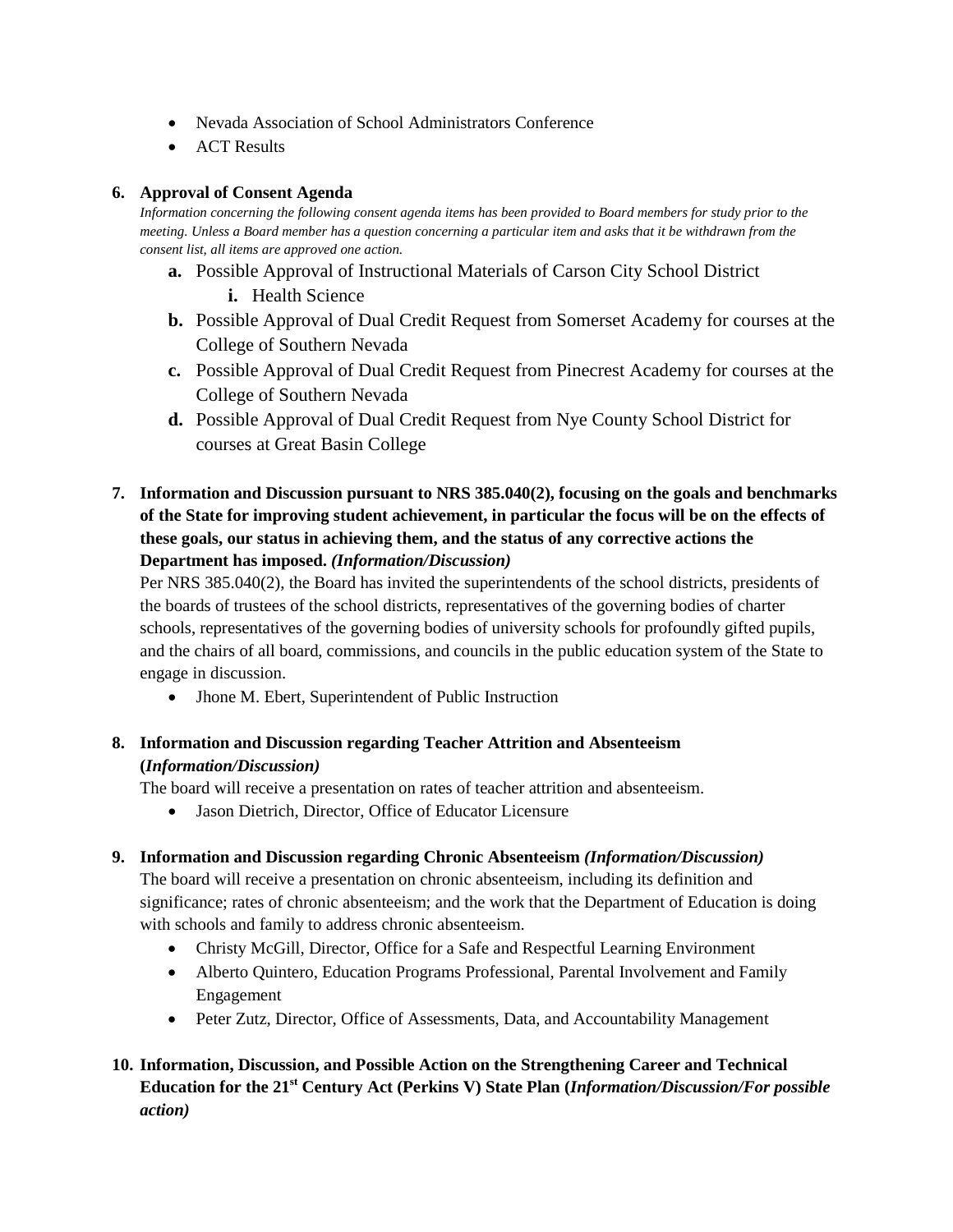- Nevada Association of School Administrators Conference
- ACT Results

**6. Approval of Consent Agenda**

*Information concerning the following consent agenda items has been provided to Board members for study prior to the meeting. Unless a Board member has a question concerning a particular item and asks that it be withdrawn from the consent list, all items are approved one action.*

- **a.** Possible Approval of Instructional Materials of Carson City School District
  - **i.** Health Science
- **b.** Possible Approval of Dual Credit Request from Somerset Academy for courses at the College of Southern Nevada
- **c.** Possible Approval of Dual Credit Request from Pinecrest Academy for courses at the College of Southern Nevada
- **d.** Possible Approval of Dual Credit Request from Nye County School District for courses at Great Basin College

**7. Information and Discussion pursuant to NRS 385.040(2), focusing on the goals and benchmarks of the State for improving student achievement, in particular the focus will be on the effects of these goals, our status in achieving them, and the status of any corrective actions the Department has imposed. *(Information/Discussion)***

Per NRS 385.040(2), the Board has invited the superintendents of the school districts, presidents of the boards of trustees of the school districts, representatives of the governing bodies of charter schools, representatives of the governing bodies of university schools for profoundly gifted pupils, and the chairs of all board, commissions, and councils in the public education system of the State to engage in discussion.

- Jhone M. Ebert, Superintendent of Public Instruction

**8. Information and Discussion regarding Teacher Attrition and Absenteeism (*Information/Discussion)***

The board will receive a presentation on rates of teacher attrition and absenteeism.

- Jason Dietrich, Director, Office of Educator Licensure

**9. Information and Discussion regarding Chronic Absenteeism *(Information/Discussion)***

The board will receive a presentation on chronic absenteeism, including its definition and significance; rates of chronic absenteeism; and the work that the Department of Education is doing with schools and family to address chronic absenteeism.

- Christy McGill, Director, Office for a Safe and Respectful Learning Environment
- Alberto Quintero, Education Programs Professional, Parental Involvement and Family Engagement
- Peter Zutz, Director, Office of Assessments, Data, and Accountability Management

**10. Information, Discussion, and Possible Action on the Strengthening Career and Technical Education for the 21st Century Act (Perkins V) State Plan (*Information/Discussion/For possible action)***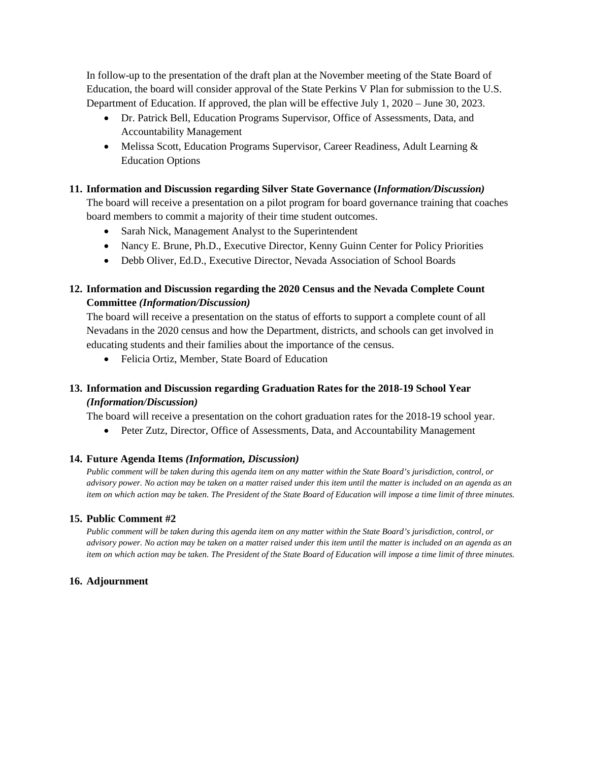In follow-up to the presentation of the draft plan at the November meeting of the State Board of Education, the board will consider approval of the State Perkins V Plan for submission to the U.S. Department of Education. If approved, the plan will be effective July 1, 2020 – June 30, 2023.

- Dr. Patrick Bell, Education Programs Supervisor, Office of Assessments, Data, and Accountability Management
- Melissa Scott, Education Programs Supervisor, Career Readiness, Adult Learning & Education Options

**11. Information and Discussion regarding Silver State Governance (*Information/Discussion)***

The board will receive a presentation on a pilot program for board governance training that coaches board members to commit a majority of their time student outcomes.

- Sarah Nick, Management Analyst to the Superintendent
- Nancy E. Brune, Ph.D., Executive Director, Kenny Guinn Center for Policy Priorities
- Debb Oliver, Ed.D., Executive Director, Nevada Association of School Boards

**12. Information and Discussion regarding the 2020 Census and the Nevada Complete Count Committee *(Information/Discussion)***

The board will receive a presentation on the status of efforts to support a complete count of all Nevadans in the 2020 census and how the Department, districts, and schools can get involved in educating students and their families about the importance of the census.

- Felicia Ortiz, Member, State Board of Education

**13. Information and Discussion regarding Graduation Rates for the 2018-19 School Year *(Information/Discussion)***

The board will receive a presentation on the cohort graduation rates for the 2018-19 school year.

- Peter Zutz, Director, Office of Assessments, Data, and Accountability Management

**14. Future Agenda Items *(Information, Discussion)***

*Public comment will be taken during this agenda item on any matter within the State Board's jurisdiction, control, or advisory power. No action may be taken on a matter raised under this item until the matter is included on an agenda as an item on which action may be taken. The President of the State Board of Education will impose a time limit of three minutes.*

**15. Public Comment #2**

*Public comment will be taken during this agenda item on any matter within the State Board's jurisdiction, control, or advisory power. No action may be taken on a matter raised under this item until the matter is included on an agenda as an item on which action may be taken. The President of the State Board of Education will impose a time limit of three minutes.*

**16. Adjournment**